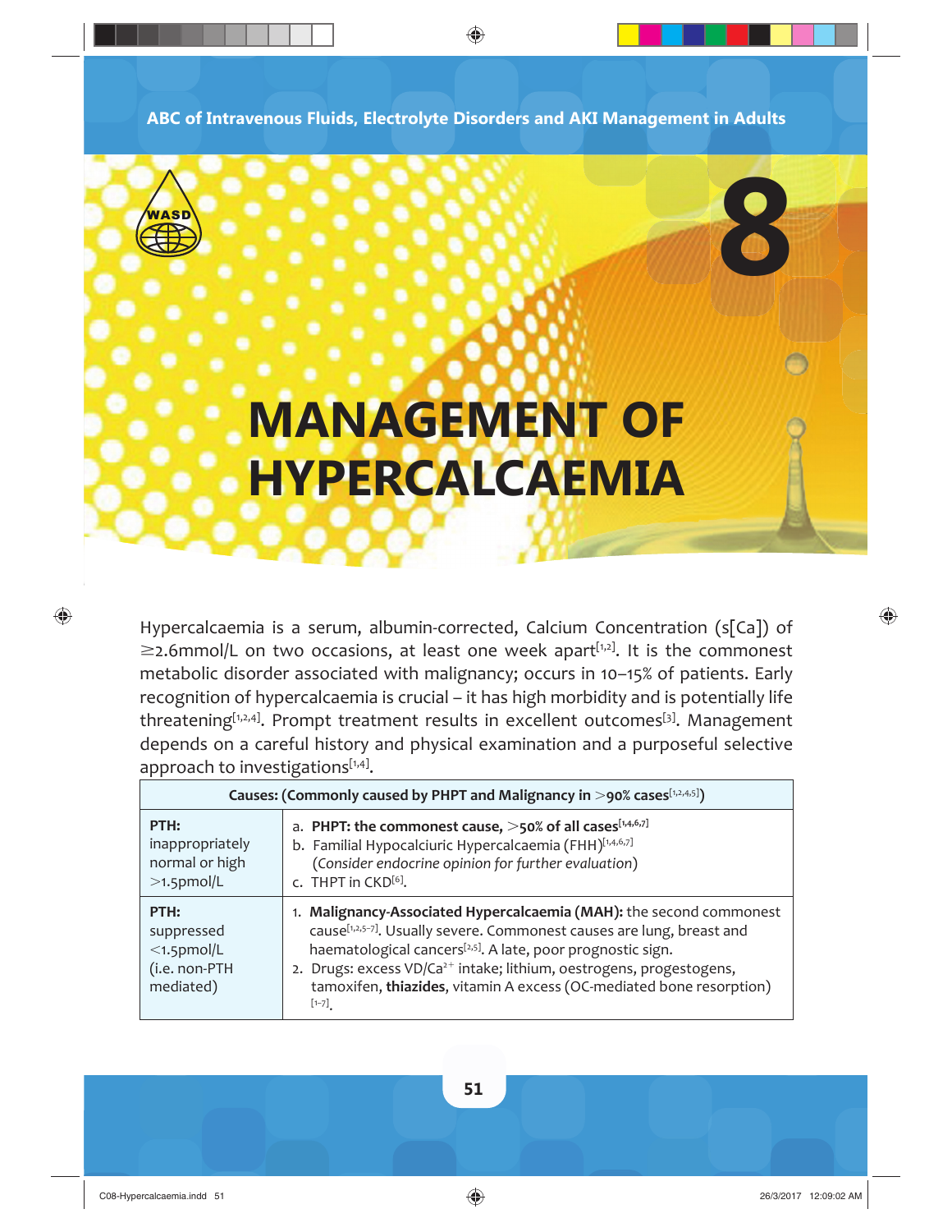# 8

# MANAGEMENT OF HYPERCALCAEMIA

Hypercalcaemia is a serum, albumin-corrected, Calcium Concentration (s[Ca]) of ≥2.6mmol/L on two occasions, at least one week apart[1,2]. It is the commonest metabolic disorder associated with malignancy; occurs in 10–15% of patients. Early recognition of hypercalcaemia is crucial – it has high morbidity and is potentially life threatening[1,2,4]. Prompt treatment results in excellent outcomes[3]. Management depends on a careful history and physical examination and a purposeful selective approach to investigations[1,4].

| Causes: (Commonly caused by PHPT and Malignancy in >90% cases[1,2,4,5]) | |
|---|---|
| **PTH:** inappropriately normal or high >1.5pmol/L | a. **PHPT: the commonest cause, >50% of all cases**[1,4,6,7]<br>b. Familial Hypocalciuric Hypercalcaemia (FHH)[1,4,6,7] (*Consider endocrine opinion for further evaluation*)<br>c. THPT in CKD[6]. |
| **PTH:** suppressed <1.5pmol/L (i.e. non-PTH mediated) | 1. **Malignancy-Associated Hypercalcaemia (MAH):** the second commonest cause[1,2,5–7]. Usually severe. Commonest causes are lung, breast and haematological cancers[2,5]. A late, poor prognostic sign.<br>2. Drugs: excess VD/$Ca^{2+}$ intake; lithium, oestrogens, progestogens, tamoxifen, **thiazides**, vitamin A excess (OC-mediated bone resorption)[1–7]. |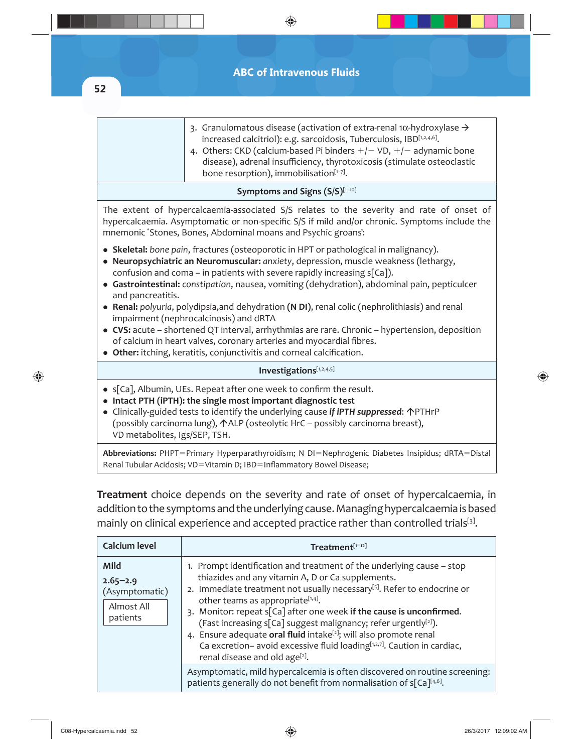| | |
|---|---|
| | 3. Granulomatous disease (activation of extra-renal 1α-hydroxylase → increased calcitriol): e.g. sarcoidosis, Tuberculosis, IBD[1,2,4,6]. <br> 4. Others: CKD (calcium-based Pi binders +/− VD, +/− adynamic bone disease), adrenal insufficiency, thyrotoxicosis (stimulate osteoclastic bone resorption), immobilisation[1–7]. |

**Symptoms and Signs (S/S)**[1–10]

The extent of hypercalcaemia-associated S/S relates to the severity and rate of onset of hypercalcaemia. Asymptomatic or non-specific S/S if mild and/or chronic. Symptoms include the mnemonic 'Stones, Bones, Abdominal moans and Psychic groans':

- **Skeletal:** *bone pain*, fractures (osteoporotic in HPT or pathological in malignancy).
- **Neuropsychiatric an Neuromuscular:** *anxiety*, depression, muscle weakness (lethargy, confusion and coma – in patients with severe rapidly increasing s[Ca]).
- **Gastrointestinal:** *constipation*, nausea, vomiting (dehydration), abdominal pain, pepticulcer and pancreatitis.
- **Renal:** *polyuria*, polydipsia,and dehydration **(N DI)**, renal colic (nephrolithiasis) and renal impairment (nephrocalcinosis) and dRTA
- **CVS:** acute – shortened QT interval, arrhythmias are rare. Chronic – hypertension, deposition of calcium in heart valves, coronary arteries and myocardial fibres.
- **Other:** itching, keratitis, conjunctivitis and corneal calcification.

**Investigations**[1,2,4,5]

- s[Ca], Albumin, UEs. Repeat after one week to confirm the result.
- **Intact PTH (iPTH): the single most important diagnostic test**
- Clinically-guided tests to identify the underlying cause ***if iPTH suppressed***: ↑PTHrP (possibly carcinoma lung), ↑ALP (osteolytic HrC – possibly carcinoma breast), VD metabolites, Igs/SEP, TSH.

**Abbreviations:** PHPT=Primary Hyperparathyroidism; N DI=Nephrogenic Diabetes Insipidus; dRTA=Distal Renal Tubular Acidosis; VD=Vitamin D; IBD=Inflammatory Bowel Disease;

**Treatment** choice depends on the severity and rate of onset of hypercalcaemia, in addition to the symptoms and the underlying cause. Managing hypercalcaemia is based mainly on clinical experience and accepted practice rather than controlled trials[3].

| Calcium level | Treatment[1–12] |
|---|---|
| **Mild** <br> **2.65–2.9** <br> (Asymptomatic) <br> Almost All patients | 1. Prompt identification and treatment of the underlying cause – stop thiazides and any vitamin A, D or Ca supplements. <br> 2. Immediate treatment not usually necessary[5]. Refer to endocrine or other teams as appropriate[1,4]. <br> 3. Monitor: repeat s[Ca] after one week **if the cause is unconfirmed**. (Fast increasing s[Ca] suggest malignancy; refer urgently[2]). <br> 4. Ensure adequate **oral fluid** intake[2]; will also promote renal Ca excretion– avoid excessive fluid loading[1,2,7]. Caution in cardiac, renal disease and old age[2]. <br><br> Asymptomatic, mild hypercalcemia is often discovered on routine screening: patients generally do not benefit from normalisation of s[Ca][4,6]. |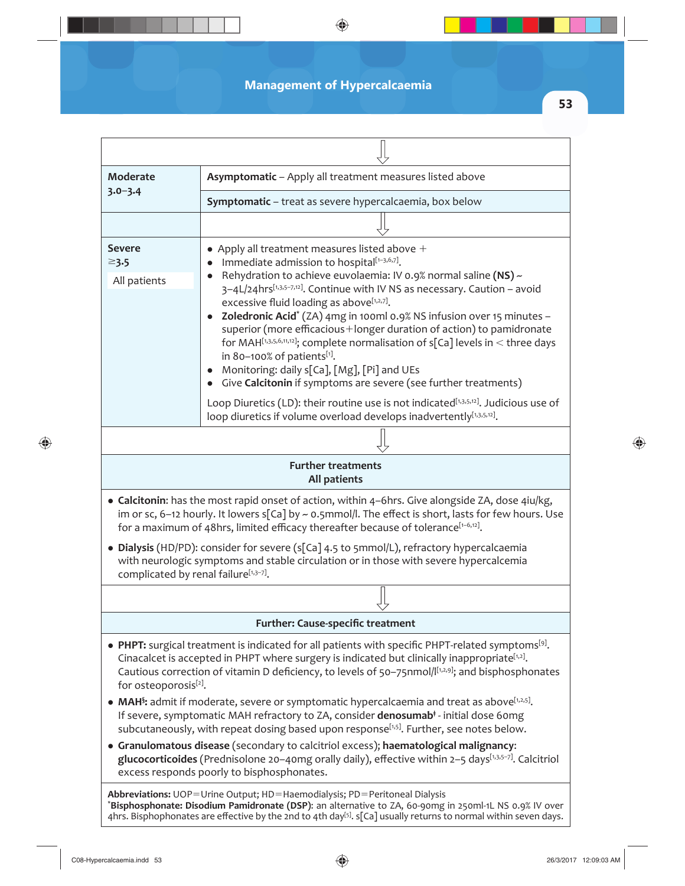## Management of Hypercalcaemia

| | |
|---|---|
| | ⇩ |
| **Moderate** 3.0–3.4 | **Asymptomatic** – Apply all treatment measures listed above |
| | **Symptomatic** – treat as severe hypercalcaemia, box below |
| | ⇩ |
| **Severe** ≥3.5<br>All patients | • Apply all treatment measures listed above +<br>• Immediate admission to hospital[1–3,6,7].<br>• Rehydration to achieve euvolaemia: IV 0.9% normal saline **(NS)** ~ 3–4L/24hrs[1,3,5–7,12]. Continue with IV NS as necessary. Caution – avoid excessive fluid loading as above[1,2,7].<br>• **Zoledronic Acid*** (ZA) 4mg in 100ml 0.9% NS infusion over 15 minutes – superior (more efficacious+longer duration of action) to pamidronate for MAH[1,3,5,6,11,12]; complete normalisation of s[Ca] levels in < three days in 80–100% of patients[1].<br>• Monitoring: daily s[Ca], [Mg], [Pi] and UEs<br>• Give **Calcitonin** if symptoms are severe (see further treatments)<br><br>Loop Diuretics (LD): their routine use is not indicated[1,3,5,12]. Judicious use of loop diuretics if volume overload develops inadvertently[1,3,5,12]. |

⇩

**Further treatments**
**All patients**

- **Calcitonin**: has the most rapid onset of action, within 4–6hrs. Give alongside ZA, dose 4iu/kg, im or sc, 6–12 hourly. It lowers s[Ca] by ~ 0.5mmol/l. The effect is short, lasts for few hours. Use for a maximum of 48hrs, limited efficacy thereafter because of tolerance[1–6,12].
- **Dialysis** (HD/PD): consider for severe (s[Ca] 4.5 to 5mmol/L), refractory hypercalcaemia with neurologic symptoms and stable circulation or in those with severe hypercalcemia complicated by renal failure[1,3–7].

⇩

**Further: Cause-specific treatment**

- **PHPT:** surgical treatment is indicated for all patients with specific PHPT-related symptoms[9]. Cinacalcet is accepted in PHPT where surgery is indicated but clinically inappropriate[1,2]. Cautious correction of vitamin D deficiency, to levels of 50–75nmol/l[1,2,9]; and bisphosphonates for osteoporosis[2].
- **MAH§:** admit if moderate, severe or symptomatic hypercalcaemia and treat as above[1,2,5]. If severe, symptomatic MAH refractory to ZA, consider **denosumab‡** - initial dose 60mg subcutaneously, with repeat dosing based upon response[1,5]. Further, see notes below.
- **Granulomatous disease** (secondary to calcitriol excess); **haematological malignancy**: **glucocorticoides** (Prednisolone 20–40mg orally daily), effective within 2–5 days[1,3,5–7]. Calcitriol excess responds poorly to bisphosphonates.

**Abbreviations:** UOP=Urine Output; HD=Haemodialysis; PD=Peritoneal Dialysis
***Bisphosphonate: Disodium Pamidronate (DSP)**: an alternative to ZA, 60-90mg in 250ml-1L NS 0.9% IV over 4hrs. Bisphophonates are effective by the 2nd to 4th day[5]. s[Ca] usually returns to normal within seven days.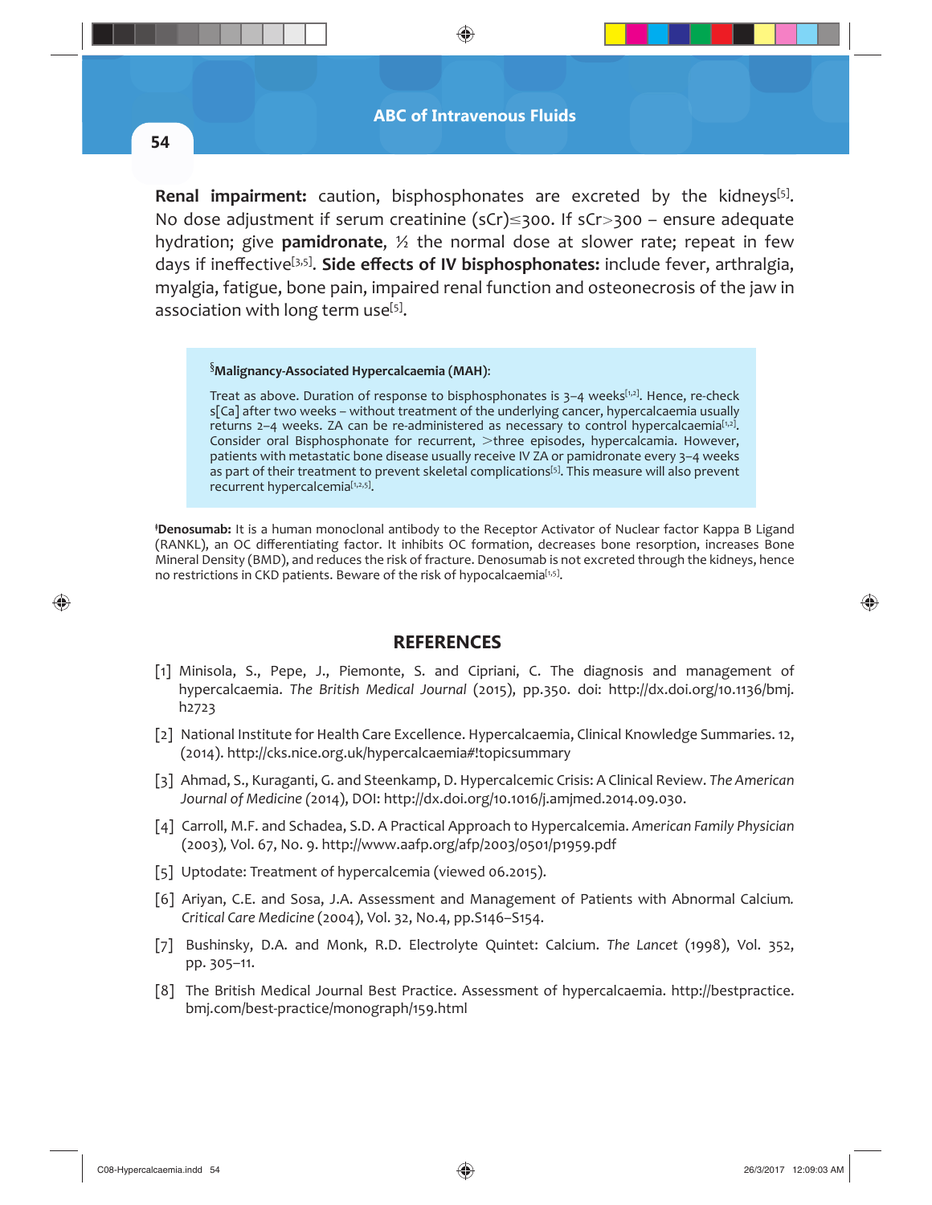**Renal impairment:** caution, bisphosphonates are excreted by the kidneys[5]. No dose adjustment if serum creatinine (sCr)≤300. If sCr>300 – ensure adequate hydration; give **pamidronate**, ½ the normal dose at slower rate; repeat in few days if ineffective[3,5]. **Side effects of IV bisphosphonates:** include fever, arthralgia, myalgia, fatigue, bone pain, impaired renal function and osteonecrosis of the jaw in association with long term use[5].

> §**Malignancy-Associated Hypercalcaemia (MAH):**
>
> Treat as above. Duration of response to bisphosphonates is 3–4 weeks[1,2]. Hence, re-check s[Ca] after two weeks – without treatment of the underlying cancer, hypercalcaemia usually returns 2–4 weeks. ZA can be re-administered as necessary to control hypercalcaemia[1,2]. Consider oral Bisphosphonate for recurrent, >three episodes, hypercalcamia. However, patients with metastatic bone disease usually receive IV ZA or pamidronate every 3–4 weeks as part of their treatment to prevent skeletal complications[5]. This measure will also prevent recurrent hypercalcemia[1,2,5].

ǂ**Denosumab:** It is a human monoclonal antibody to the Receptor Activator of Nuclear factor Kappa B Ligand (RANKL), an OC differentiating factor. It inhibits OC formation, decreases bone resorption, increases Bone Mineral Density (BMD), and reduces the risk of fracture. Denosumab is not excreted through the kidneys, hence no restrictions in CKD patients. Beware of the risk of hypocalcaemia[1,5].

## REFERENCES

[1] Minisola, S., Pepe, J., Piemonte, S. and Cipriani, C. The diagnosis and management of hypercalcaemia. *The British Medical Journal* (2015), pp.350. doi: http://dx.doi.org/10.1136/bmj.h2723

[2] National Institute for Health Care Excellence. Hypercalcaemia, Clinical Knowledge Summaries. 12, (2014). http://cks.nice.org.uk/hypercalcaemia#!topicsummary

[3] Ahmad, S., Kuraganti, G. and Steenkamp, D. Hypercalcemic Crisis: A Clinical Review. *The American Journal of Medicine* (2014), DOI: http://dx.doi.org/10.1016/j.amjmed.2014.09.030.

[4] Carroll, M.F. and Schadea, S.D. A Practical Approach to Hypercalcemia. *American Family Physician* (2003), Vol. 67, No. 9. http://www.aafp.org/afp/2003/0501/p1959.pdf

[5] Uptodate: Treatment of hypercalcemia (viewed 06.2015).

[6] Ariyan, C.E. and Sosa, J.A. Assessment and Management of Patients with Abnormal Calcium. *Critical Care Medicine* (2004), Vol. 32, No.4, pp.S146–S154.

[7] Bushinsky, D.A. and Monk, R.D. Electrolyte Quintet: Calcium. *The Lancet* (1998), Vol. 352, pp. 305–11.

[8] The British Medical Journal Best Practice. Assessment of hypercalcaemia. http://bestpractice.bmj.com/best-practice/monograph/159.html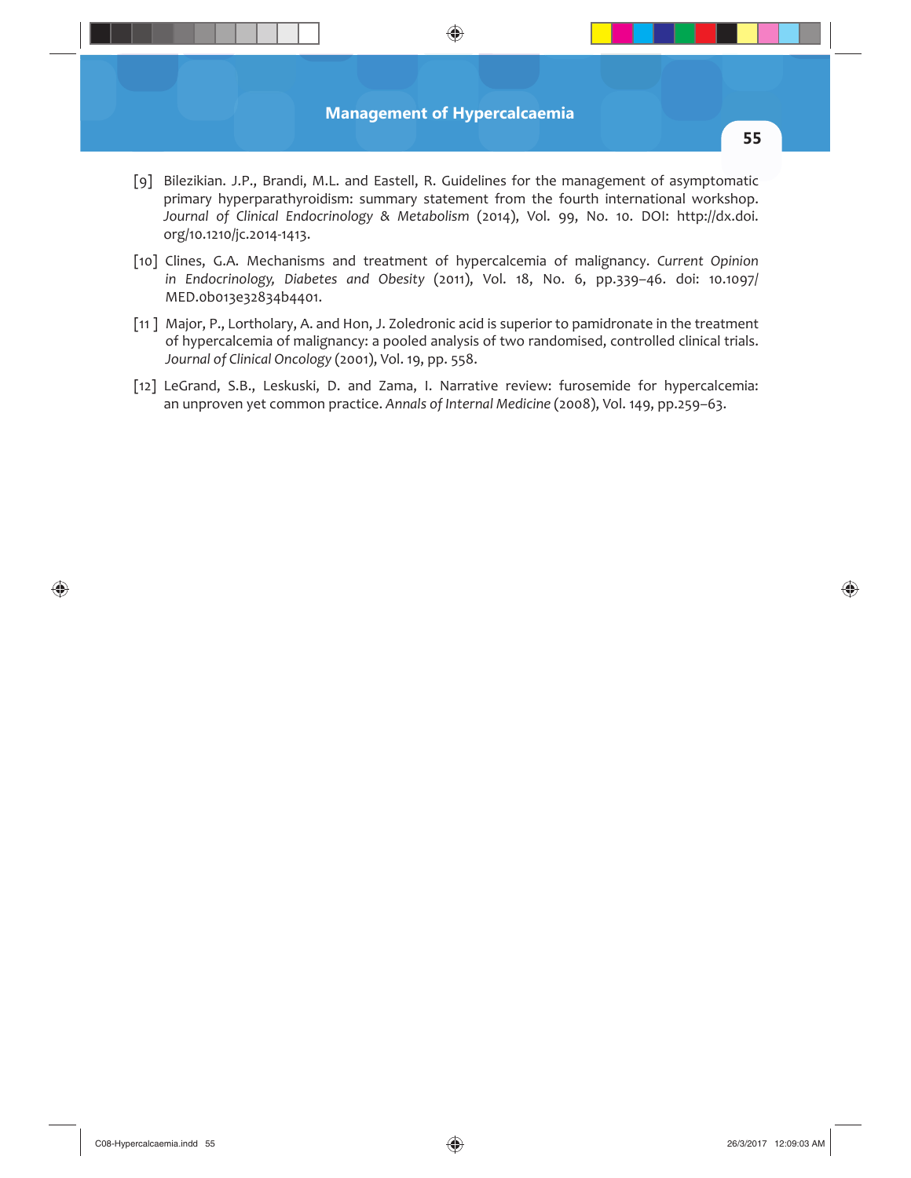[9] Bilezikian. J.P., Brandi, M.L. and Eastell, R. Guidelines for the management of asymptomatic primary hyperparathyroidism: summary statement from the fourth international workshop. *Journal of Clinical Endocrinology & Metabolism* (2014), Vol. 99, No. 10. DOI: http://dx.doi.org/10.1210/jc.2014-1413.

[10] Clines, G.A. Mechanisms and treatment of hypercalcemia of malignancy. *Current Opinion in Endocrinology, Diabetes and Obesity* (2011), Vol. 18, No. 6, pp.339–46. doi: 10.1097/MED.0b013e32834b4401.

[11] Major, P., Lortholary, A. and Hon, J. Zoledronic acid is superior to pamidronate in the treatment of hypercalcemia of malignancy: a pooled analysis of two randomised, controlled clinical trials. *Journal of Clinical Oncology* (2001), Vol. 19, pp. 558.

[12] LeGrand, S.B., Leskuski, D. and Zama, I. Narrative review: furosemide for hypercalcemia: an unproven yet common practice. *Annals of Internal Medicine* (2008), Vol. 149, pp.259–63.